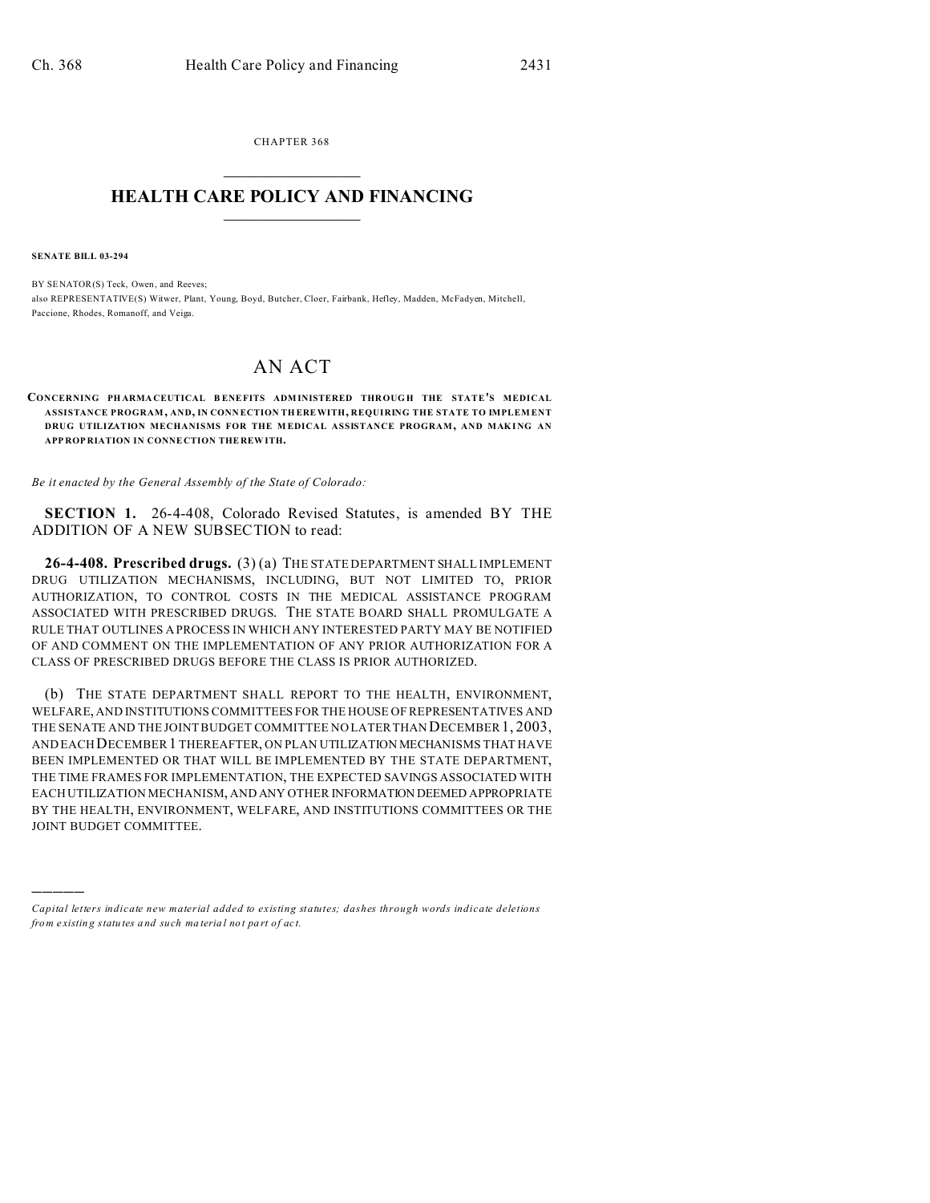CHAPTER 368

# HEALTH CARE POLICY AND FINANCING

**SENATE BILL 03-294**

BY SENATOR(S) Teck, Owen, and Reeves;
also REPRESENTATIVE(S) Witwer, Plant, Young, Boyd, Butcher, Cloer, Fairbank, Hefley, Madden, McFadyen, Mitchell, Paccione, Rhodes, Romanoff, and Veiga.

# AN ACT

**CONCERNING PHARMACEUTICAL BENEFITS ADMINISTERED THROUGH THE STATE'S MEDICAL ASSISTANCE PROGRAM, AND, IN CONNECTION THEREWITH, REQUIRING THE STATE TO IMPLEMENT DRUG UTILIZATION MECHANISMS FOR THE MEDICAL ASSISTANCE PROGRAM, AND MAKING AN APPROPRIATION IN CONNECTION THEREWITH.**

*Be it enacted by the General Assembly of the State of Colorado:*

**SECTION 1.** 26-4-408, Colorado Revised Statutes, is amended BY THE ADDITION OF A NEW SUBSECTION to read:

**26-4-408. Prescribed drugs.** (3) (a) THE STATE DEPARTMENT SHALL IMPLEMENT DRUG UTILIZATION MECHANISMS, INCLUDING, BUT NOT LIMITED TO, PRIOR AUTHORIZATION, TO CONTROL COSTS IN THE MEDICAL ASSISTANCE PROGRAM ASSOCIATED WITH PRESCRIBED DRUGS. THE STATE BOARD SHALL PROMULGATE A RULE THAT OUTLINES A PROCESS IN WHICH ANY INTERESTED PARTY MAY BE NOTIFIED OF AND COMMENT ON THE IMPLEMENTATION OF ANY PRIOR AUTHORIZATION FOR A CLASS OF PRESCRIBED DRUGS BEFORE THE CLASS IS PRIOR AUTHORIZED.

(b) THE STATE DEPARTMENT SHALL REPORT TO THE HEALTH, ENVIRONMENT, WELFARE, AND INSTITUTIONS COMMITTEES FOR THE HOUSE OF REPRESENTATIVES AND THE SENATE AND THE JOINT BUDGET COMMITTEE NO LATER THAN DECEMBER 1, 2003, AND EACH DECEMBER 1 THEREAFTER, ON PLAN UTILIZATION MECHANISMS THAT HAVE BEEN IMPLEMENTED OR THAT WILL BE IMPLEMENTED BY THE STATE DEPARTMENT, THE TIME FRAMES FOR IMPLEMENTATION, THE EXPECTED SAVINGS ASSOCIATED WITH EACH UTILIZATION MECHANISM, AND ANY OTHER INFORMATION DEEMED APPROPRIATE BY THE HEALTH, ENVIRONMENT, WELFARE, AND INSTITUTIONS COMMITTEES OR THE JOINT BUDGET COMMITTEE.

---

*Capital letters indicate new material added to existing statutes; dashes through words indicate deletions from existing statutes and such material not part of act.*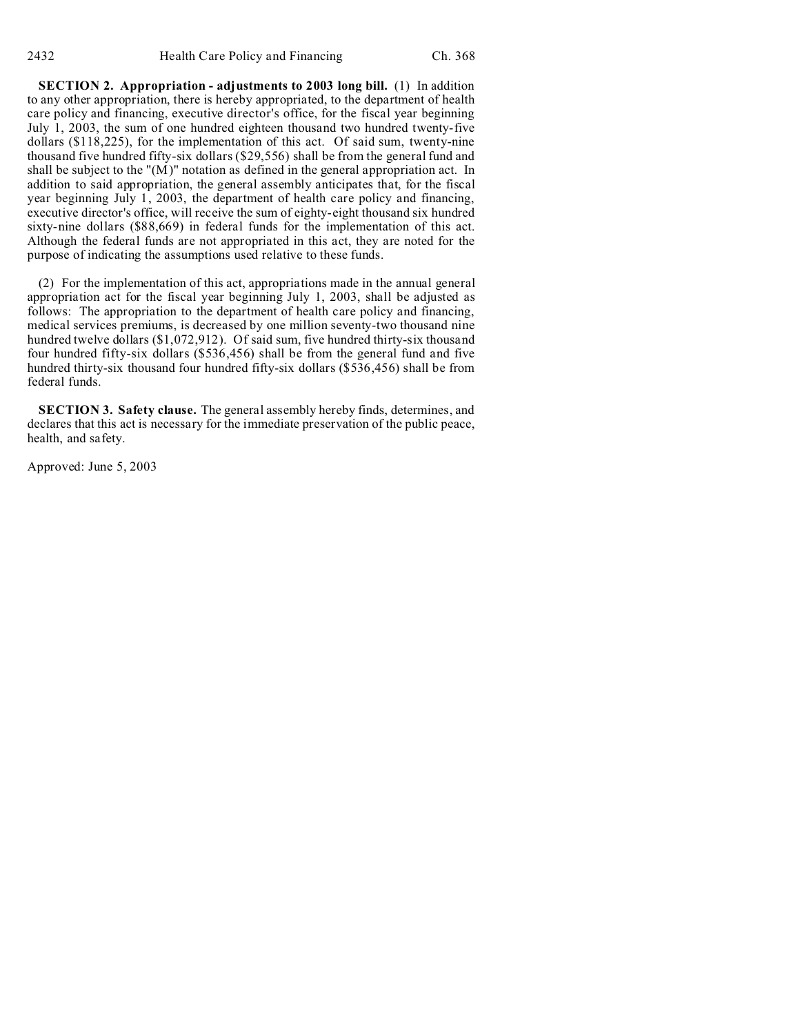**SECTION 2. Appropriation - adjustments to 2003 long bill.** (1) In addition to any other appropriation, there is hereby appropriated, to the department of health care policy and financing, executive director's office, for the fiscal year beginning July 1, 2003, the sum of one hundred eighteen thousand two hundred twenty-five dollars ($118,225), for the implementation of this act. Of said sum, twenty-nine thousand five hundred fifty-six dollars ($29,556) shall be from the general fund and shall be subject to the "(M)" notation as defined in the general appropriation act. In addition to said appropriation, the general assembly anticipates that, for the fiscal year beginning July 1, 2003, the department of health care policy and financing, executive director's office, will receive the sum of eighty-eight thousand six hundred sixty-nine dollars ($88,669) in federal funds for the implementation of this act. Although the federal funds are not appropriated in this act, they are noted for the purpose of indicating the assumptions used relative to these funds.

(2) For the implementation of this act, appropriations made in the annual general appropriation act for the fiscal year beginning July 1, 2003, shall be adjusted as follows: The appropriation to the department of health care policy and financing, medical services premiums, is decreased by one million seventy-two thousand nine hundred twelve dollars ($1,072,912). Of said sum, five hundred thirty-six thousand four hundred fifty-six dollars ($536,456) shall be from the general fund and five hundred thirty-six thousand four hundred fifty-six dollars ($536,456) shall be from federal funds.

**SECTION 3. Safety clause.** The general assembly hereby finds, determines, and declares that this act is necessary for the immediate preservation of the public peace, health, and safety.

Approved: June 5, 2003